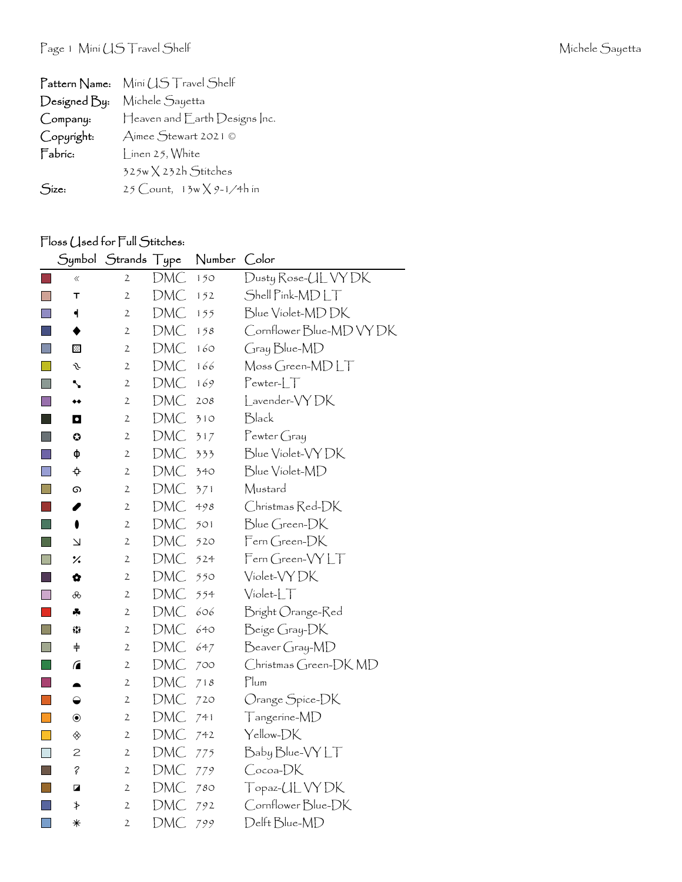| | |
|---|---|
| **Pattern Name:** | Mini US Travel Shelf |
| **Designed By:** | Michele Sayetta |
| **Company:** | Heaven and Earth Designs Inc. |
| **Copyright:** | Aimee Stewart 2021 © |
| **Fabric:** | Linen 25, White |
| | 325w X 232h Stitches |
| **Size:** | 25 Count, 13w X 9-1/4h in |

## Floss Used for Full Stitches:

| Symbol | Strands | Type | Number | Color |
|---|---|---|---|---|
| « | 2 | DMC | 150 | Dusty Rose-UL VY DK |
| т | 2 | DMC | 152 | Shell Pink-MD LT |
| ◂ | 2 | DMC | 155 | Blue Violet-MD DK |
| ◆ | 2 | DMC | 158 | Cornflower Blue-MD VY DK |
| ▨ | 2 | DMC | 160 | Gray Blue-MD |
| ∿ | 2 | DMC | 166 | Moss Green-MD LT |
| ➘ | 2 | DMC | 169 | Pewter-LT |
| ◆◆ | 2 | DMC | 208 | Lavender-VY DK |
| ◘ | 2 | DMC | 310 | Black |
| ✪ | 2 | DMC | 317 | Pewter Gray |
| ф | 2 | DMC | 333 | Blue Violet-VY DK |
| ✢ | 2 | DMC | 340 | Blue Violet-MD |
| ൭ | 2 | DMC | 371 | Mustard |
| ✎ | 2 | DMC | 498 | Christmas Red-DK |
| ⬮ | 2 | DMC | 501 | Blue Green-DK |
| ↘ | 2 | DMC | 520 | Fern Green-DK |
| ⁒ | 2 | DMC | 524 | Fern Green-VY LT |
| ✿ | 2 | DMC | 550 | Violet-VY DK |
| ꕥ | 2 | DMC | 554 | Violet-LT |
| ♣ | 2 | DMC | 606 | Bright Orange-Red |
| ❃ | 2 | DMC | 640 | Beige Gray-DK |
| ǂ | 2 | DMC | 647 | Beaver Gray-MD |
| ◢ | 2 | DMC | 700 | Christmas Green-DK MD |
| ◓ | 2 | DMC | 718 | Plum |
| ◒ | 2 | DMC | 720 | Orange Spice-DK |
| ◉ | 2 | DMC | 741 | Tangerine-MD |
| ◈ | 2 | DMC | 742 | Yellow-DK |
| 2 | 2 | DMC | 775 | Baby Blue-VY LT |
| ? | 2 | DMC | 779 | Cocoa-DK |
| ◪ | 2 | DMC | 780 | Topaz-UL VY DK |
| ▸ | 2 | DMC | 792 | Cornflower Blue-DK |
| ✳ | 2 | DMC | 799 | Delft Blue-MD |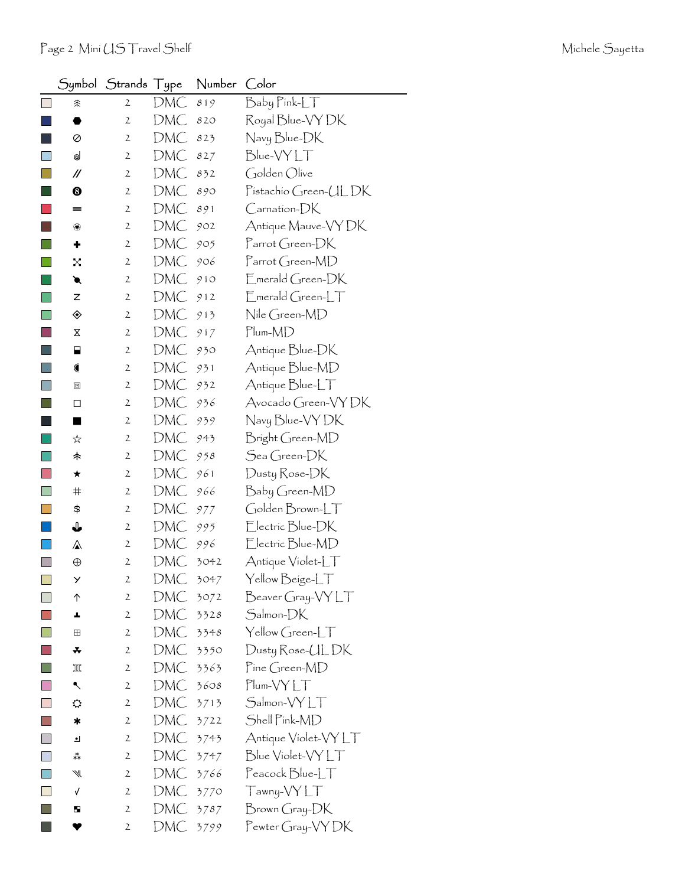| Symbol | Strands | Type | Number | Color |
|---|---|---|---|---|
| ⺬ | 2 | DMC | 819 | Baby Pink-LT |
| ⬣ | 2 | DMC | 820 | Royal Blue-VY DK |
| ⊘ | 2 | DMC | 823 | Navy Blue-DK |
| ⌀ | 2 | DMC | 827 | Blue-VY LT |
| // | 2 | DMC | 832 | Golden Olive |
| ❽ | 2 | DMC | 890 | Pistachio Green-UL DK |
| ═ | 2 | DMC | 891 | Carnation-DK |
| ❀ | 2 | DMC | 902 | Antique Mauve-VY DK |
| ✚ | 2 | DMC | 905 | Parrot Green-DK |
| ⤧ | 2 | DMC | 906 | Parrot Green-MD |
| ➘ | 2 | DMC | 910 | Emerald Green-DK |
| z | 2 | DMC | 912 | Emerald Green-LT |
| ◈ | 2 | DMC | 913 | Nile Green-MD |
| ⧖ | 2 | DMC | 917 | Plum-MD |
| ⬓ | 2 | DMC | 930 | Antique Blue-DK |
| ◖ | 2 | DMC | 931 | Antique Blue-MD |
| ▣ | 2 | DMC | 932 | Antique Blue-LT |
| ◻ | 2 | DMC | 936 | Avocado Green-VY DK |
| ■ | 2 | DMC | 939 | Navy Blue-VY DK |
| ☆ | 2 | DMC | 943 | Bright Green-MD |
| 木 | 2 | DMC | 958 | Sea Green-DK |
| ★ | 2 | DMC | 961 | Dusty Rose-DK |
| # | 2 | DMC | 966 | Baby Green-MD |
| $ | 2 | DMC | 977 | Golden Brown-LT |
| ⚓ | 2 | DMC | 995 | Electric Blue-DK |
| ⚠ | 2 | DMC | 996 | Electric Blue-MD |
| ⊕ | 2 | DMC | 3042 | Antique Violet-LT |
| ⋎ | 2 | DMC | 3047 | Yellow Beige-LT |
| ↑ | 2 | DMC | 3072 | Beaver Gray-VY LT |
| ┻ | 2 | DMC | 3328 | Salmon-DK |
| ⊞ | 2 | DMC | 3348 | Yellow Green-LT |
| ☘ | 2 | DMC | 3350 | Dusty Rose-UL DK |
| ♖ | 2 | DMC | 3363 | Pine Green-MD |
| ↖ | 2 | DMC | 3608 | Plum-VY LT |
| ☼ | 2 | DMC | 3713 | Salmon-VY LT |
| ✱ | 2 | DMC | 3722 | Shell Pink-MD |
| ↵ | 2 | DMC | 3743 | Antique Violet-VY LT |
| ⁂ | 2 | DMC | 3747 | Blue Violet-VY LT |
| ⋙ | 2 | DMC | 3766 | Peacock Blue-LT |
| √ | 2 | DMC | 3770 | Tawny-VY LT |
| ◪ | 2 | DMC | 3787 | Brown Gray-DK |
| ❤ | 2 | DMC | 3799 | Pewter Gray-VY DK |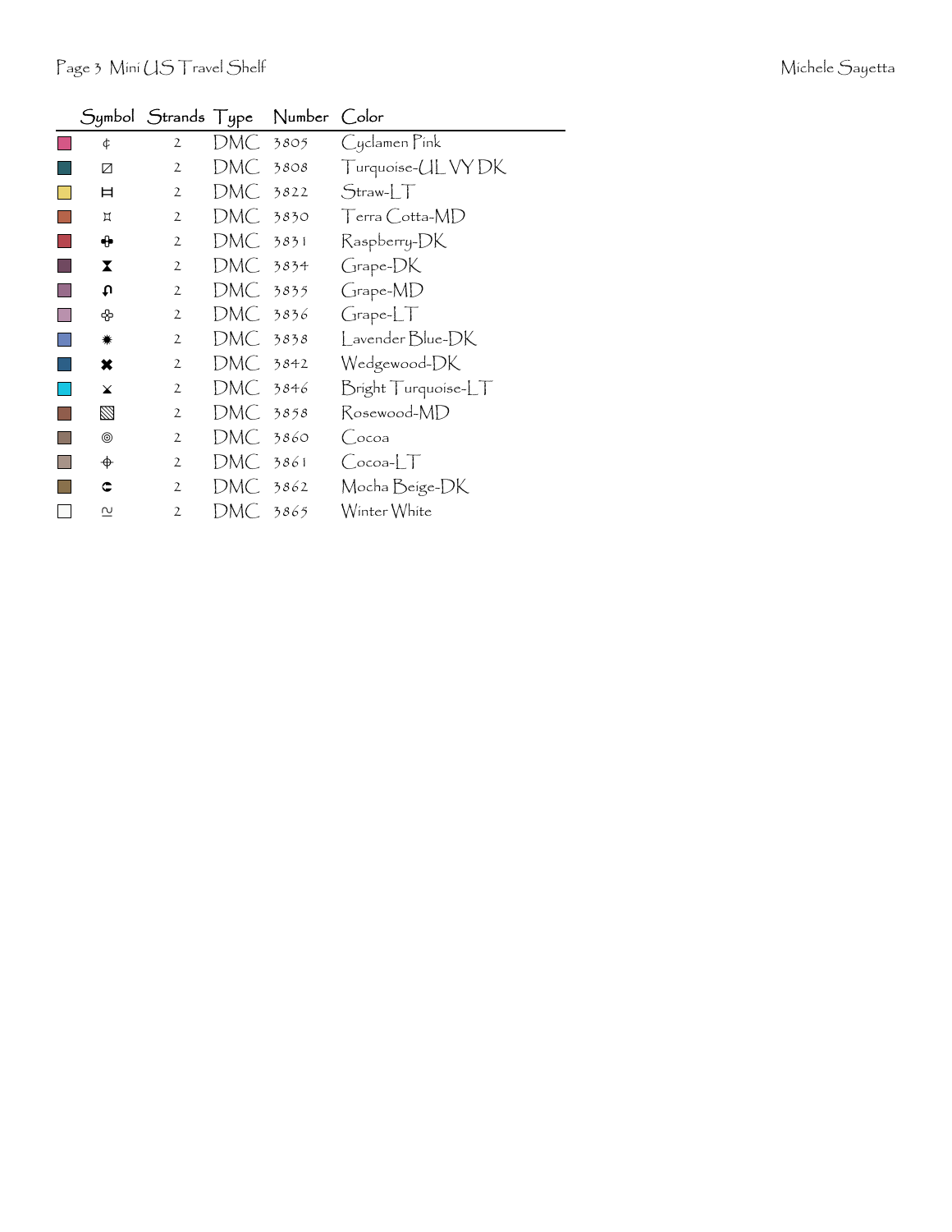| | Symbol | Strands | Type | Number | Color |
|---|---|---|---|---|---|
| | ¢ | 2 | DMC | 3805 | Cyclamen Pink |
| | ⊠ | 2 | DMC | 3808 | Turquoise-UL VY DK |
| | ⌶ | 2 | DMC | 3822 | Straw-LT |
| | ⌑ | 2 | DMC | 3830 | Terra Cotta-MD |
| | ✤ | 2 | DMC | 3831 | Raspberry-DK |
| | ⧗ | 2 | DMC | 3834 | Grape-DK |
| | ♫ | 2 | DMC | 3835 | Grape-MD |
| | ✤ | 2 | DMC | 3836 | Grape-LT |
| | ✷ | 2 | DMC | 3838 | Lavender Blue-DK |
| | ✖ | 2 | DMC | 3842 | Wedgewood-DK |
| | ⨯ | 2 | DMC | 3846 | Bright Turquoise-LT |
| | ▧ | 2 | DMC | 3858 | Rosewood-MD |
| | ◎ | 2 | DMC | 3860 | Cocoa |
| | ⌖ | 2 | DMC | 3861 | Cocoa-LT |
| | ⊂ | 2 | DMC | 3862 | Mocha Beige-DK |
| | ≅ | 2 | DMC | 3865 | Winter White |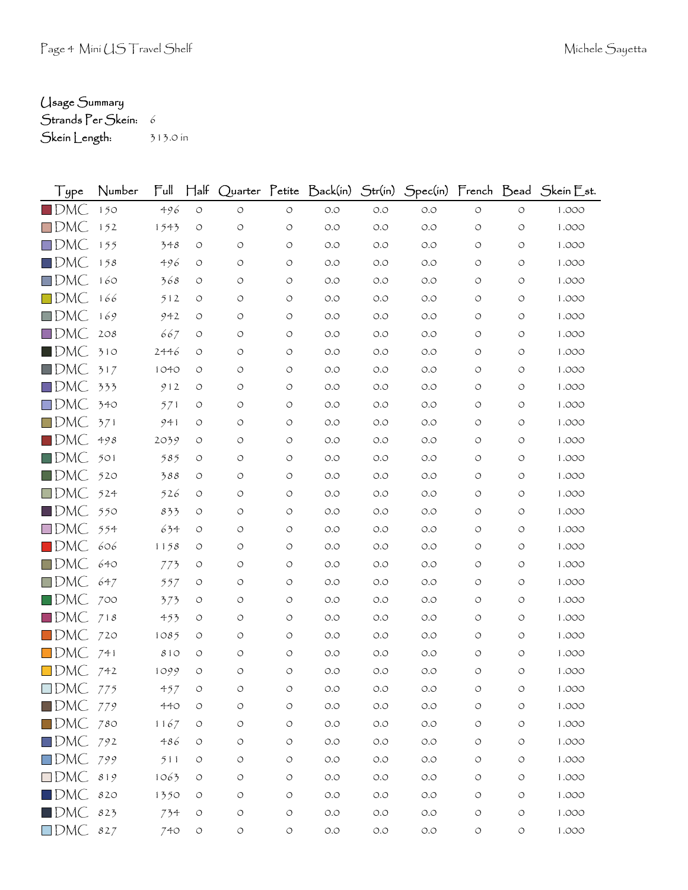Usage Summary

Strands Per Skein: 6

Skein Length: 313.0 in

| Type | Number | Full | Half | Quarter | Petite | Back(in) | Str(in) | Spec(in) | French | Bead | Skein Est. |
|---|---|---|---|---|---|---|---|---|---|---|---|
| DMC | 150 | 496 | 0 | 0 | 0 | 0.0 | 0.0 | 0.0 | 0 | 0 | 1.000 |
| DMC | 152 | 1543 | 0 | 0 | 0 | 0.0 | 0.0 | 0.0 | 0 | 0 | 1.000 |
| DMC | 155 | 348 | 0 | 0 | 0 | 0.0 | 0.0 | 0.0 | 0 | 0 | 1.000 |
| DMC | 158 | 496 | 0 | 0 | 0 | 0.0 | 0.0 | 0.0 | 0 | 0 | 1.000 |
| DMC | 160 | 368 | 0 | 0 | 0 | 0.0 | 0.0 | 0.0 | 0 | 0 | 1.000 |
| DMC | 166 | 512 | 0 | 0 | 0 | 0.0 | 0.0 | 0.0 | 0 | 0 | 1.000 |
| DMC | 169 | 942 | 0 | 0 | 0 | 0.0 | 0.0 | 0.0 | 0 | 0 | 1.000 |
| DMC | 208 | 667 | 0 | 0 | 0 | 0.0 | 0.0 | 0.0 | 0 | 0 | 1.000 |
| DMC | 310 | 2446 | 0 | 0 | 0 | 0.0 | 0.0 | 0.0 | 0 | 0 | 1.000 |
| DMC | 317 | 1040 | 0 | 0 | 0 | 0.0 | 0.0 | 0.0 | 0 | 0 | 1.000 |
| DMC | 333 | 912 | 0 | 0 | 0 | 0.0 | 0.0 | 0.0 | 0 | 0 | 1.000 |
| DMC | 340 | 571 | 0 | 0 | 0 | 0.0 | 0.0 | 0.0 | 0 | 0 | 1.000 |
| DMC | 371 | 941 | 0 | 0 | 0 | 0.0 | 0.0 | 0.0 | 0 | 0 | 1.000 |
| DMC | 498 | 2039 | 0 | 0 | 0 | 0.0 | 0.0 | 0.0 | 0 | 0 | 1.000 |
| DMC | 501 | 585 | 0 | 0 | 0 | 0.0 | 0.0 | 0.0 | 0 | 0 | 1.000 |
| DMC | 520 | 388 | 0 | 0 | 0 | 0.0 | 0.0 | 0.0 | 0 | 0 | 1.000 |
| DMC | 524 | 526 | 0 | 0 | 0 | 0.0 | 0.0 | 0.0 | 0 | 0 | 1.000 |
| DMC | 550 | 833 | 0 | 0 | 0 | 0.0 | 0.0 | 0.0 | 0 | 0 | 1.000 |
| DMC | 554 | 634 | 0 | 0 | 0 | 0.0 | 0.0 | 0.0 | 0 | 0 | 1.000 |
| DMC | 606 | 1158 | 0 | 0 | 0 | 0.0 | 0.0 | 0.0 | 0 | 0 | 1.000 |
| DMC | 640 | 773 | 0 | 0 | 0 | 0.0 | 0.0 | 0.0 | 0 | 0 | 1.000 |
| DMC | 647 | 557 | 0 | 0 | 0 | 0.0 | 0.0 | 0.0 | 0 | 0 | 1.000 |
| DMC | 700 | 373 | 0 | 0 | 0 | 0.0 | 0.0 | 0.0 | 0 | 0 | 1.000 |
| DMC | 718 | 453 | 0 | 0 | 0 | 0.0 | 0.0 | 0.0 | 0 | 0 | 1.000 |
| DMC | 720 | 1085 | 0 | 0 | 0 | 0.0 | 0.0 | 0.0 | 0 | 0 | 1.000 |
| DMC | 741 | 810 | 0 | 0 | 0 | 0.0 | 0.0 | 0.0 | 0 | 0 | 1.000 |
| DMC | 742 | 1099 | 0 | 0 | 0 | 0.0 | 0.0 | 0.0 | 0 | 0 | 1.000 |
| DMC | 775 | 457 | 0 | 0 | 0 | 0.0 | 0.0 | 0.0 | 0 | 0 | 1.000 |
| DMC | 779 | 440 | 0 | 0 | 0 | 0.0 | 0.0 | 0.0 | 0 | 0 | 1.000 |
| DMC | 780 | 1167 | 0 | 0 | 0 | 0.0 | 0.0 | 0.0 | 0 | 0 | 1.000 |
| DMC | 792 | 486 | 0 | 0 | 0 | 0.0 | 0.0 | 0.0 | 0 | 0 | 1.000 |
| DMC | 799 | 511 | 0 | 0 | 0 | 0.0 | 0.0 | 0.0 | 0 | 0 | 1.000 |
| DMC | 819 | 1063 | 0 | 0 | 0 | 0.0 | 0.0 | 0.0 | 0 | 0 | 1.000 |
| DMC | 820 | 1350 | 0 | 0 | 0 | 0.0 | 0.0 | 0.0 | 0 | 0 | 1.000 |
| DMC | 823 | 734 | 0 | 0 | 0 | 0.0 | 0.0 | 0.0 | 0 | 0 | 1.000 |
| DMC | 827 | 740 | 0 | 0 | 0 | 0.0 | 0.0 | 0.0 | 0 | 0 | 1.000 |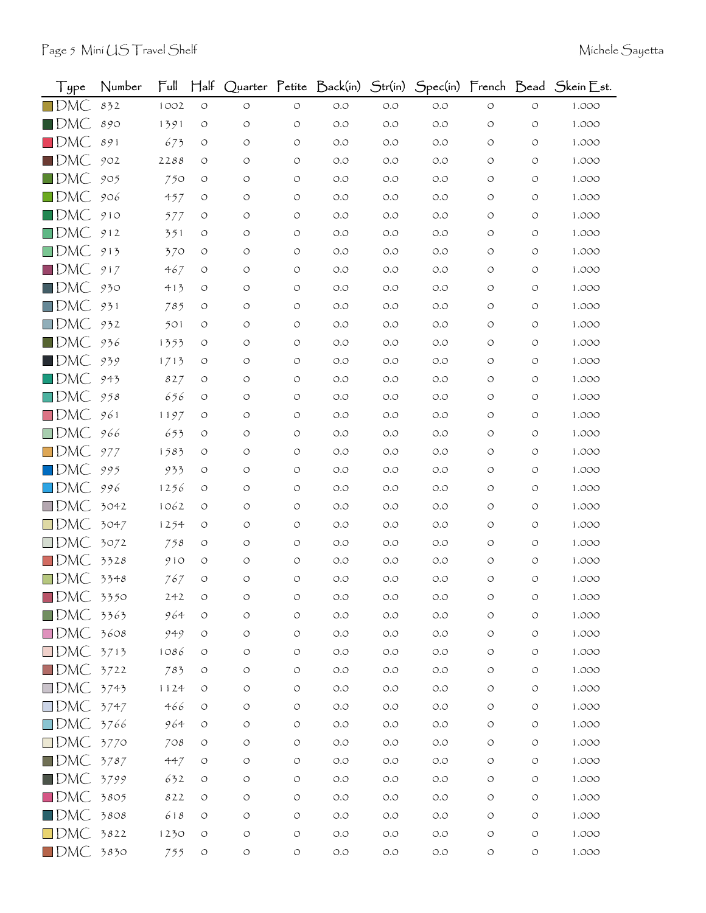| Type | Number | Full | Half | Quarter | Petite | Back(in) | Str(in) | Spec(in) | French | Bead | Skein Est. |
|---|---|---|---|---|---|---|---|---|---|---|---|
| DMC | 832 | 1002 | 0 | 0 | 0 | 0.0 | 0.0 | 0.0 | 0 | 0 | 1.000 |
| DMC | 890 | 1391 | 0 | 0 | 0 | 0.0 | 0.0 | 0.0 | 0 | 0 | 1.000 |
| DMC | 891 | 673 | 0 | 0 | 0 | 0.0 | 0.0 | 0.0 | 0 | 0 | 1.000 |
| DMC | 902 | 2288 | 0 | 0 | 0 | 0.0 | 0.0 | 0.0 | 0 | 0 | 1.000 |
| DMC | 905 | 750 | 0 | 0 | 0 | 0.0 | 0.0 | 0.0 | 0 | 0 | 1.000 |
| DMC | 906 | 457 | 0 | 0 | 0 | 0.0 | 0.0 | 0.0 | 0 | 0 | 1.000 |
| DMC | 910 | 577 | 0 | 0 | 0 | 0.0 | 0.0 | 0.0 | 0 | 0 | 1.000 |
| DMC | 912 | 351 | 0 | 0 | 0 | 0.0 | 0.0 | 0.0 | 0 | 0 | 1.000 |
| DMC | 913 | 370 | 0 | 0 | 0 | 0.0 | 0.0 | 0.0 | 0 | 0 | 1.000 |
| DMC | 917 | 467 | 0 | 0 | 0 | 0.0 | 0.0 | 0.0 | 0 | 0 | 1.000 |
| DMC | 930 | 413 | 0 | 0 | 0 | 0.0 | 0.0 | 0.0 | 0 | 0 | 1.000 |
| DMC | 931 | 785 | 0 | 0 | 0 | 0.0 | 0.0 | 0.0 | 0 | 0 | 1.000 |
| DMC | 932 | 501 | 0 | 0 | 0 | 0.0 | 0.0 | 0.0 | 0 | 0 | 1.000 |
| DMC | 936 | 1353 | 0 | 0 | 0 | 0.0 | 0.0 | 0.0 | 0 | 0 | 1.000 |
| DMC | 939 | 1713 | 0 | 0 | 0 | 0.0 | 0.0 | 0.0 | 0 | 0 | 1.000 |
| DMC | 943 | 827 | 0 | 0 | 0 | 0.0 | 0.0 | 0.0 | 0 | 0 | 1.000 |
| DMC | 958 | 656 | 0 | 0 | 0 | 0.0 | 0.0 | 0.0 | 0 | 0 | 1.000 |
| DMC | 961 | 1197 | 0 | 0 | 0 | 0.0 | 0.0 | 0.0 | 0 | 0 | 1.000 |
| DMC | 966 | 653 | 0 | 0 | 0 | 0.0 | 0.0 | 0.0 | 0 | 0 | 1.000 |
| DMC | 977 | 1583 | 0 | 0 | 0 | 0.0 | 0.0 | 0.0 | 0 | 0 | 1.000 |
| DMC | 995 | 933 | 0 | 0 | 0 | 0.0 | 0.0 | 0.0 | 0 | 0 | 1.000 |
| DMC | 996 | 1256 | 0 | 0 | 0 | 0.0 | 0.0 | 0.0 | 0 | 0 | 1.000 |
| DMC | 3042 | 1062 | 0 | 0 | 0 | 0.0 | 0.0 | 0.0 | 0 | 0 | 1.000 |
| DMC | 3047 | 1254 | 0 | 0 | 0 | 0.0 | 0.0 | 0.0 | 0 | 0 | 1.000 |
| DMC | 3072 | 758 | 0 | 0 | 0 | 0.0 | 0.0 | 0.0 | 0 | 0 | 1.000 |
| DMC | 3328 | 910 | 0 | 0 | 0 | 0.0 | 0.0 | 0.0 | 0 | 0 | 1.000 |
| DMC | 3348 | 767 | 0 | 0 | 0 | 0.0 | 0.0 | 0.0 | 0 | 0 | 1.000 |
| DMC | 3350 | 242 | 0 | 0 | 0 | 0.0 | 0.0 | 0.0 | 0 | 0 | 1.000 |
| DMC | 3363 | 964 | 0 | 0 | 0 | 0.0 | 0.0 | 0.0 | 0 | 0 | 1.000 |
| DMC | 3608 | 949 | 0 | 0 | 0 | 0.0 | 0.0 | 0.0 | 0 | 0 | 1.000 |
| DMC | 3713 | 1086 | 0 | 0 | 0 | 0.0 | 0.0 | 0.0 | 0 | 0 | 1.000 |
| DMC | 3722 | 783 | 0 | 0 | 0 | 0.0 | 0.0 | 0.0 | 0 | 0 | 1.000 |
| DMC | 3743 | 1124 | 0 | 0 | 0 | 0.0 | 0.0 | 0.0 | 0 | 0 | 1.000 |
| DMC | 3747 | 466 | 0 | 0 | 0 | 0.0 | 0.0 | 0.0 | 0 | 0 | 1.000 |
| DMC | 3766 | 964 | 0 | 0 | 0 | 0.0 | 0.0 | 0.0 | 0 | 0 | 1.000 |
| DMC | 3770 | 708 | 0 | 0 | 0 | 0.0 | 0.0 | 0.0 | 0 | 0 | 1.000 |
| DMC | 3787 | 447 | 0 | 0 | 0 | 0.0 | 0.0 | 0.0 | 0 | 0 | 1.000 |
| DMC | 3799 | 632 | 0 | 0 | 0 | 0.0 | 0.0 | 0.0 | 0 | 0 | 1.000 |
| DMC | 3805 | 822 | 0 | 0 | 0 | 0.0 | 0.0 | 0.0 | 0 | 0 | 1.000 |
| DMC | 3808 | 618 | 0 | 0 | 0 | 0.0 | 0.0 | 0.0 | 0 | 0 | 1.000 |
| DMC | 3822 | 1230 | 0 | 0 | 0 | 0.0 | 0.0 | 0.0 | 0 | 0 | 1.000 |
| DMC | 3830 | 755 | 0 | 0 | 0 | 0.0 | 0.0 | 0.0 | 0 | 0 | 1.000 |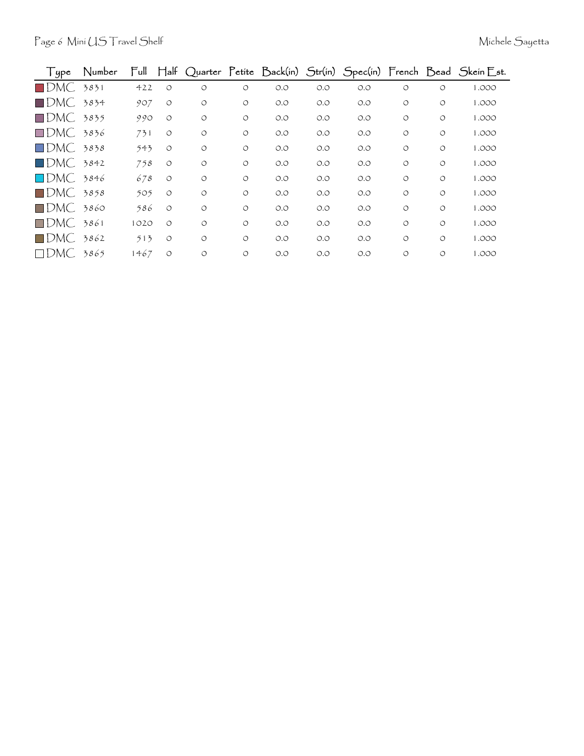| Type | Number | Full | Half | Quarter | Petite | Back(in) | Str(in) | Spec(in) | French | Bead | Skein Est. |
|---|---|---|---|---|---|---|---|---|---|---|---|
| DMC | 3831 | 422 | 0 | 0 | 0 | 0.0 | 0.0 | 0.0 | 0 | 0 | 1.000 |
| DMC | 3834 | 907 | 0 | 0 | 0 | 0.0 | 0.0 | 0.0 | 0 | 0 | 1.000 |
| DMC | 3835 | 990 | 0 | 0 | 0 | 0.0 | 0.0 | 0.0 | 0 | 0 | 1.000 |
| DMC | 3836 | 731 | 0 | 0 | 0 | 0.0 | 0.0 | 0.0 | 0 | 0 | 1.000 |
| DMC | 3838 | 543 | 0 | 0 | 0 | 0.0 | 0.0 | 0.0 | 0 | 0 | 1.000 |
| DMC | 3842 | 758 | 0 | 0 | 0 | 0.0 | 0.0 | 0.0 | 0 | 0 | 1.000 |
| DMC | 3846 | 678 | 0 | 0 | 0 | 0.0 | 0.0 | 0.0 | 0 | 0 | 1.000 |
| DMC | 3858 | 505 | 0 | 0 | 0 | 0.0 | 0.0 | 0.0 | 0 | 0 | 1.000 |
| DMC | 3860 | 586 | 0 | 0 | 0 | 0.0 | 0.0 | 0.0 | 0 | 0 | 1.000 |
| DMC | 3861 | 1020 | 0 | 0 | 0 | 0.0 | 0.0 | 0.0 | 0 | 0 | 1.000 |
| DMC | 3862 | 513 | 0 | 0 | 0 | 0.0 | 0.0 | 0.0 | 0 | 0 | 1.000 |
| DMC | 3865 | 1467 | 0 | 0 | 0 | 0.0 | 0.0 | 0.0 | 0 | 0 | 1.000 |